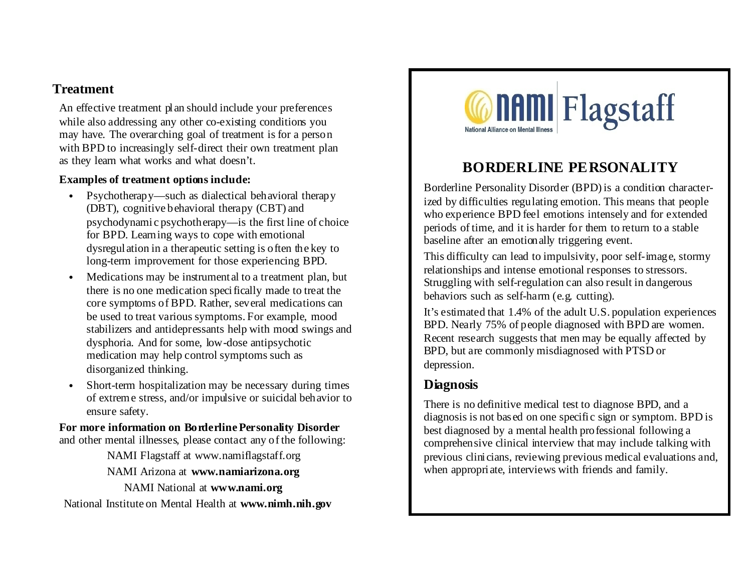NAMI Flagstaff

National Alliance on Mental Illness

# BORDERLINE PERSONALITY

Borderline Personality Disorder (BPD) is a condition characterized by difficulties regulating emotion. This means that people who experience BPD feel emotions intensely and for extended periods of time, and it is harder for them to return to a stable baseline after an emotionally triggering event.

This difficulty can lead to impulsivity, poor self-image, stormy relationships and intense emotional responses to stressors. Struggling with self-regulation can also result in dangerous behaviors such as self-harm (e.g. cutting).

It's estimated that 1.4% of the adult U.S. population experiences BPD. Nearly 75% of people diagnosed with BPD are women. Recent research suggests that men may be equally affected by BPD, but are commonly misdiagnosed with PTSD or depression.

## Diagnosis

There is no definitive medical test to diagnose BPD, and a diagnosis is not based on one specific sign or symptom. BPD is best diagnosed by a mental health professional following a comprehensive clinical interview that may include talking with previous clinicians, reviewing previous medical evaluations and, when appropriate, interviews with friends and family.

## Treatment

An effective treatment plan should include your preferences while also addressing any other co-existing conditions you may have. The overarching goal of treatment is for a person with BPD to increasingly self-direct their own treatment plan as they learn what works and what doesn't.

**Examples of treatment options include:**

- Psychotherapy—such as dialectical behavioral therapy (DBT), cognitive behavioral therapy (CBT) and psychodynamic psychotherapy—is the first line of choice for BPD. Learning ways to cope with emotional dysregulation in a therapeutic setting is often the key to long-term improvement for those experiencing BPD.
- Medications may be instrumental to a treatment plan, but there is no one medication specifically made to treat the core symptoms of BPD. Rather, several medications can be used to treat various symptoms. For example, mood stabilizers and antidepressants help with mood swings and dysphoria. And for some, low-dose antipsychotic medication may help control symptoms such as disorganized thinking.
- Short-term hospitalization may be necessary during times of extreme stress, and/or impulsive or suicidal behavior to ensure safety.

**For more information on Borderline Personality Disorder** and other mental illnesses, please contact any of the following:

NAMI Flagstaff at www.namiflagstaff.org

NAMI Arizona at **www.namiarizona.org**

NAMI National at **www.nami.org**

National Institute on Mental Health at **www.nimh.nih.gov**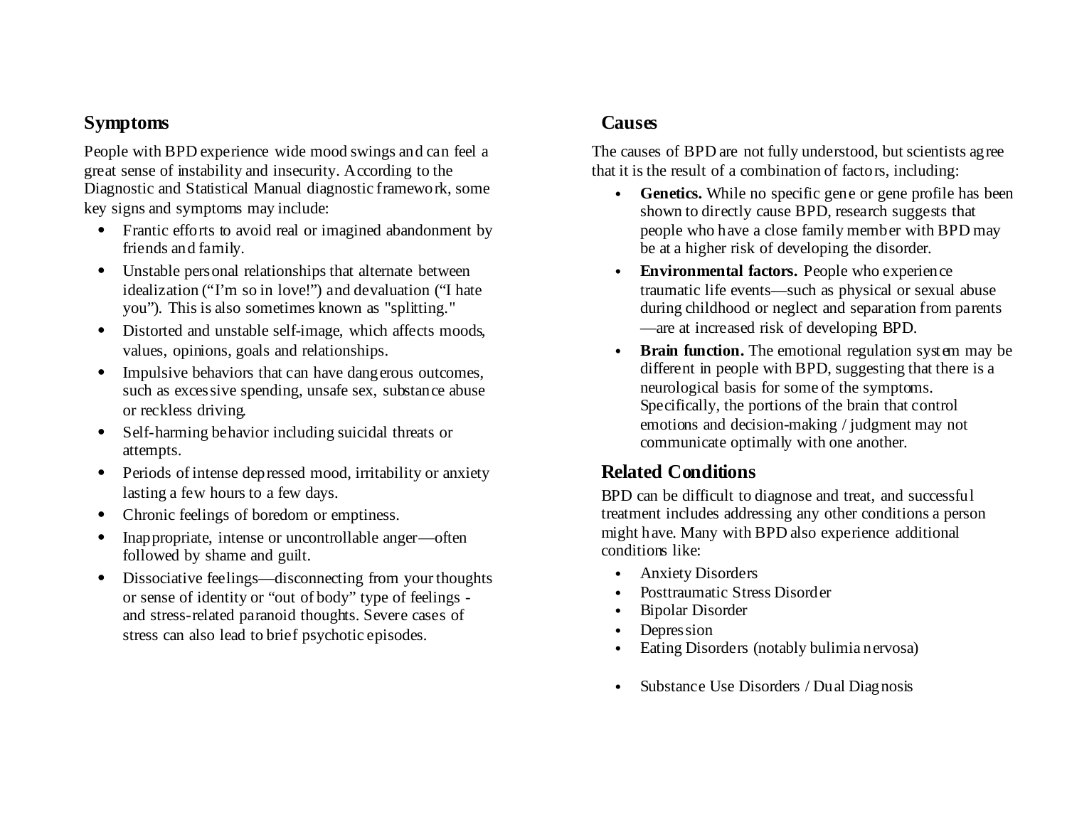## Symptoms

People with BPD experience wide mood swings and can feel a great sense of instability and insecurity. According to the Diagnostic and Statistical Manual diagnostic framework, some key signs and symptoms may include:

- Frantic efforts to avoid real or imagined abandonment by friends and family.
- Unstable personal relationships that alternate between idealization ("I'm so in love!") and devaluation ("I hate you"). This is also sometimes known as "splitting."
- Distorted and unstable self-image, which affects moods, values, opinions, goals and relationships.
- Impulsive behaviors that can have dangerous outcomes, such as excessive spending, unsafe sex, substance abuse or reckless driving.
- Self-harming behavior including suicidal threats or attempts.
- Periods of intense depressed mood, irritability or anxiety lasting a few hours to a few days.
- Chronic feelings of boredom or emptiness.
- Inappropriate, intense or uncontrollable anger—often followed by shame and guilt.
- Dissociative feelings—disconnecting from your thoughts or sense of identity or "out of body" type of feelings - and stress-related paranoid thoughts. Severe cases of stress can also lead to brief psychotic episodes.

## Causes

The causes of BPD are not fully understood, but scientists agree that it is the result of a combination of factors, including:

- **Genetics.** While no specific gene or gene profile has been shown to directly cause BPD, research suggests that people who have a close family member with BPD may be at a higher risk of developing the disorder.
- **Environmental factors.** People who experience traumatic life events—such as physical or sexual abuse during childhood or neglect and separation from parents—are at increased risk of developing BPD.
- **Brain function.** The emotional regulation system may be different in people with BPD, suggesting that there is a neurological basis for some of the symptoms. Specifically, the portions of the brain that control emotions and decision-making / judgment may not communicate optimally with one another.

## Related Conditions

BPD can be difficult to diagnose and treat, and successful treatment includes addressing any other conditions a person might have. Many with BPD also experience additional conditions like:

- Anxiety Disorders
- Posttraumatic Stress Disorder
- Bipolar Disorder
- Depression
- Eating Disorders (notably bulimia nervosa)
- Substance Use Disorders / Dual Diagnosis